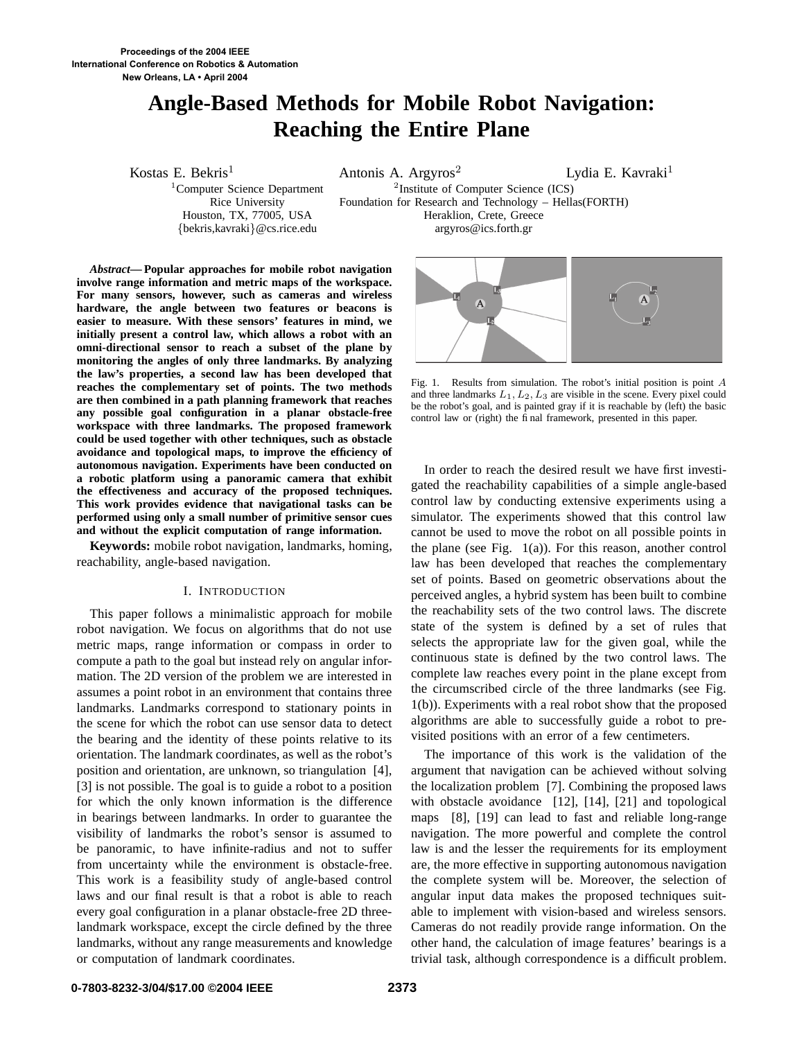# Angle-Based Methods for Mobile Robot Navigation: Reaching the Entire Plane

Kostas E. Bekris[1] Antonis A. Argyros[2] Lydia E. Kavraki[1]

[1]Computer Science Department
Rice University
Houston, TX, 77005, USA
{bekris,kavraki}@cs.rice.edu

[2]Institute of Computer Science (ICS)
Foundation for Research and Technology – Hellas(FORTH)
Heraklion, Crete, Greece
argyros@ics.forth.gr

***Abstract*— Popular approaches for mobile robot navigation involve range information and metric maps of the workspace. For many sensors, however, such as cameras and wireless hardware, the angle between two features or beacons is easier to measure. With these sensors' features in mind, we initially present a control law, which allows a robot with an omni-directional sensor to reach a subset of the plane by monitoring the angles of only three landmarks. By analyzing the law's properties, a second law has been developed that reaches the complementary set of points. The two methods are then combined in a path planning framework that reaches any possible goal configuration in a planar obstacle-free workspace with three landmarks. The proposed framework could be used together with other techniques, such as obstacle avoidance and topological maps, to improve the efficiency of autonomous navigation. Experiments have been conducted on a robotic platform using a panoramic camera that exhibit the effectiveness and accuracy of the proposed techniques. This work provides evidence that navigational tasks can be performed using only a small number of primitive sensor cues and without the explicit computation of range information.**

**Keywords:** mobile robot navigation, landmarks, homing, reachability, angle-based navigation.

## I. Introduction

This paper follows a minimalistic approach for mobile robot navigation. We focus on algorithms that do not use metric maps, range information or compass in order to compute a path to the goal but instead rely on angular information. The 2D version of the problem we are interested in assumes a point robot in an environment that contains three landmarks. Landmarks correspond to stationary points in the scene for which the robot can use sensor data to detect the bearing and the identity of these points relative to its orientation. The landmark coordinates, as well as the robot's position and orientation, are unknown, so triangulation [4], [3] is not possible. The goal is to guide a robot to a position for which the only known information is the difference in bearings between landmarks. In order to guarantee the visibility of landmarks the robot's sensor is assumed to be panoramic, to have infinite-radius and not to suffer from uncertainty while the environment is obstacle-free. This work is a feasibility study of angle-based control laws and our final result is that a robot is able to reach every goal configuration in a planar obstacle-free 2D three-landmark workspace, except the circle defined by the three landmarks, without any range measurements and knowledge or computation of landmark coordinates.

Fig. 1. Results from simulation. The robot's initial position is point $A$ and three landmarks $L_1, L_2, L_3$ are visible in the scene. Every pixel could be the robot's goal, and is painted gray if it is reachable by (left) the basic control law or (right) the final framework, presented in this paper.

In order to reach the desired result we have first investigated the reachability capabilities of a simple angle-based control law by conducting extensive experiments using a simulator. The experiments showed that this control law cannot be used to move the robot on all possible points in the plane (see Fig. 1(a)). For this reason, another control law has been developed that reaches the complementary set of points. Based on geometric observations about the perceived angles, a hybrid system has been built to combine the reachability sets of the two control laws. The discrete state of the system is defined by a set of rules that selects the appropriate law for the given goal, while the continuous state is defined by the two control laws. The complete law reaches every point in the plane except from the circumscribed circle of the three landmarks (see Fig. 1(b)). Experiments with a real robot show that the proposed algorithms are able to successfully guide a robot to pre-visited positions with an error of a few centimeters.

The importance of this work is the validation of the argument that navigation can be achieved without solving the localization problem [7]. Combining the proposed laws with obstacle avoidance [12], [14], [21] and topological maps [8], [19] can lead to fast and reliable long-range navigation. The more powerful and complete the control law is and the lesser the requirements for its employment are, the more effective in supporting autonomous navigation the complete system will be. Moreover, the selection of angular input data makes the proposed techniques suitable to implement with vision-based and wireless sensors. Cameras do not readily provide range information. On the other hand, the calculation of image features' bearings is a trivial task, although correspondence is a difficult problem.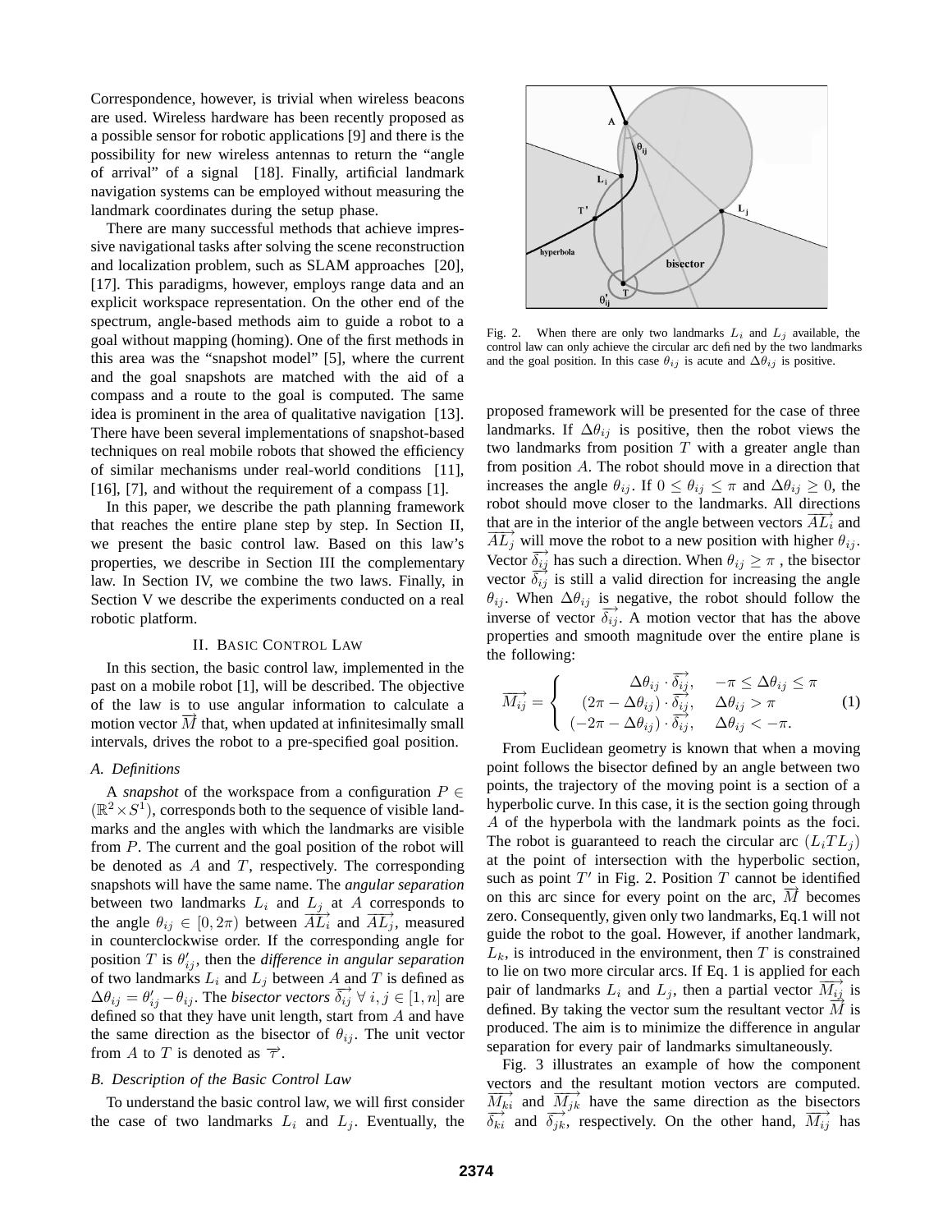Correspondence, however, is trivial when wireless beacons are used. Wireless hardware has been recently proposed as a possible sensor for robotic applications [9] and there is the possibility for new wireless antennas to return the "angle of arrival" of a signal [18]. Finally, artificial landmark navigation systems can be employed without measuring the landmark coordinates during the setup phase.

There are many successful methods that achieve impressive navigational tasks after solving the scene reconstruction and localization problem, such as SLAM approaches [20], [17]. This paradigms, however, employs range data and an explicit workspace representation. On the other end of the spectrum, angle-based methods aim to guide a robot to a goal without mapping (homing). One of the first methods in this area was the "snapshot model" [5], where the current and the goal snapshots are matched with the aid of a compass and a route to the goal is computed. The same idea is prominent in the area of qualitative navigation [13]. There have been several implementations of snapshot-based techniques on real mobile robots that showed the efficiency of similar mechanisms under real-world conditions [11], [16], [7], and without the requirement of a compass [1].

In this paper, we describe the path planning framework that reaches the entire plane step by step. In Section II, we present the basic control law. Based on this law's properties, we describe in Section III the complementary law. In Section IV, we combine the two laws. Finally, in Section V we describe the experiments conducted on a real robotic platform.

## II. Basic Control Law

In this section, the basic control law, implemented in the past on a mobile robot [1], will be described. The objective of the law is to use angular information to calculate a motion vector $\overrightarrow{M}$ that, when updated at infinitesimally small intervals, drives the robot to a pre-specified goal position.

### A. Definitions

A *snapshot* of the workspace from a configuration $P \in (\mathbb{R}^2 \times S^1)$, corresponds both to the sequence of visible landmarks and the angles with which the landmarks are visible from $P$. The current and the goal position of the robot will be denoted as $A$ and $T$, respectively. The corresponding snapshots will have the same name. The *angular separation* between two landmarks $L_i$ and $L_j$ at $A$ corresponds to the angle $\theta_{ij} \in [0, 2\pi)$ between $\overrightarrow{AL_i}$ and $\overrightarrow{AL_j}$, measured in counterclockwise order. If the corresponding angle for position $T$ is $\theta'_{ij}$, then the *difference in angular separation* of two landmarks $L_i$ and $L_j$ between $A$ and $T$ is defined as $\Delta\theta_{ij} = \theta'_{ij} - \theta_{ij}$. The *bisector vectors* $\overrightarrow{\delta_{ij}}$ $\forall\, i, j \in [1, n]$ are defined so that they have unit length, start from $A$ and have the same direction as the bisector of $\theta_{ij}$. The unit vector from $A$ to $T$ is denoted as $\overrightarrow{\tau}$.

### B. Description of the Basic Control Law

To understand the basic control law, we will first consider the case of two landmarks $L_i$ and $L_j$. Eventually, the

Fig. 2. When there are only two landmarks $L_i$ and $L_j$ available, the control law can only achieve the circular arc defined by the two landmarks and the goal position. In this case $\theta_{ij}$ is acute and $\Delta\theta_{ij}$ is positive.

proposed framework will be presented for the case of three landmarks. If $\Delta\theta_{ij}$ is positive, then the robot views the two landmarks from position $T$ with a greater angle than from position $A$. The robot should move in a direction that increases the angle $\theta_{ij}$. If $0 \le \theta_{ij} \le \pi$ and $\Delta\theta_{ij} \ge 0$, the robot should move closer to the landmarks. All directions that are in the interior of the angle between vectors $\overrightarrow{AL_i}$ and $\overrightarrow{AL_j}$ will move the robot to a new position with higher $\theta_{ij}$. Vector $\overrightarrow{\delta_{ij}}$ has such a direction. When $\theta_{ij} \ge \pi$ , the bisector vector $\overrightarrow{\delta_{ij}}$ is still a valid direction for increasing the angle $\theta_{ij}$. When $\Delta\theta_{ij}$ is negative, the robot should follow the inverse of vector $\overrightarrow{\delta_{ij}}$. A motion vector that has the above properties and smooth magnitude over the entire plane is the following:

$$
\overrightarrow{M_{ij}} = \begin{cases} \Delta\theta_{ij} \cdot \overrightarrow{\delta_{ij}}, & -\pi \le \Delta\theta_{ij} \le \pi \\ (2\pi - \Delta\theta_{ij}) \cdot \overrightarrow{\delta_{ij}}, & \Delta\theta_{ij} > \pi \\ (-2\pi - \Delta\theta_{ij}) \cdot \overrightarrow{\delta_{ij}}, & \Delta\theta_{ij} < -\pi. \end{cases} \tag{1}
$$

From Euclidean geometry is known that when a moving point follows the bisector defined by an angle between two points, the trajectory of the moving point is a section of a hyperbolic curve. In this case, it is the section going through $A$ of the hyperbola with the landmark points as the foci. The robot is guaranteed to reach the circular arc $(L_i T L_j)$ at the point of intersection with the hyperbolic section, such as point $T'$ in Fig. 2. Position $T$ cannot be identified on this arc since for every point on the arc, $\overrightarrow{M}$ becomes zero. Consequently, given only two landmarks, Eq.1 will not guide the robot to the goal. However, if another landmark, $L_k$, is introduced in the environment, then $T$ is constrained to lie on two more circular arcs. If Eq. 1 is applied for each pair of landmarks $L_i$ and $L_j$, then a partial vector $\overrightarrow{M_{ij}}$ is defined. By taking the vector sum the resultant vector $\overrightarrow{M}$ is produced. The aim is to minimize the difference in angular separation for every pair of landmarks simultaneously.

Fig. 3 illustrates an example of how the component vectors and the resultant motion vectors are computed. $\overrightarrow{M_{ki}}$ and $\overrightarrow{M_{jk}}$ have the same direction as the bisectors $\overrightarrow{\delta_{ki}}$ and $\overrightarrow{\delta_{jk}}$, respectively. On the other hand, $\overrightarrow{M_{ij}}$ has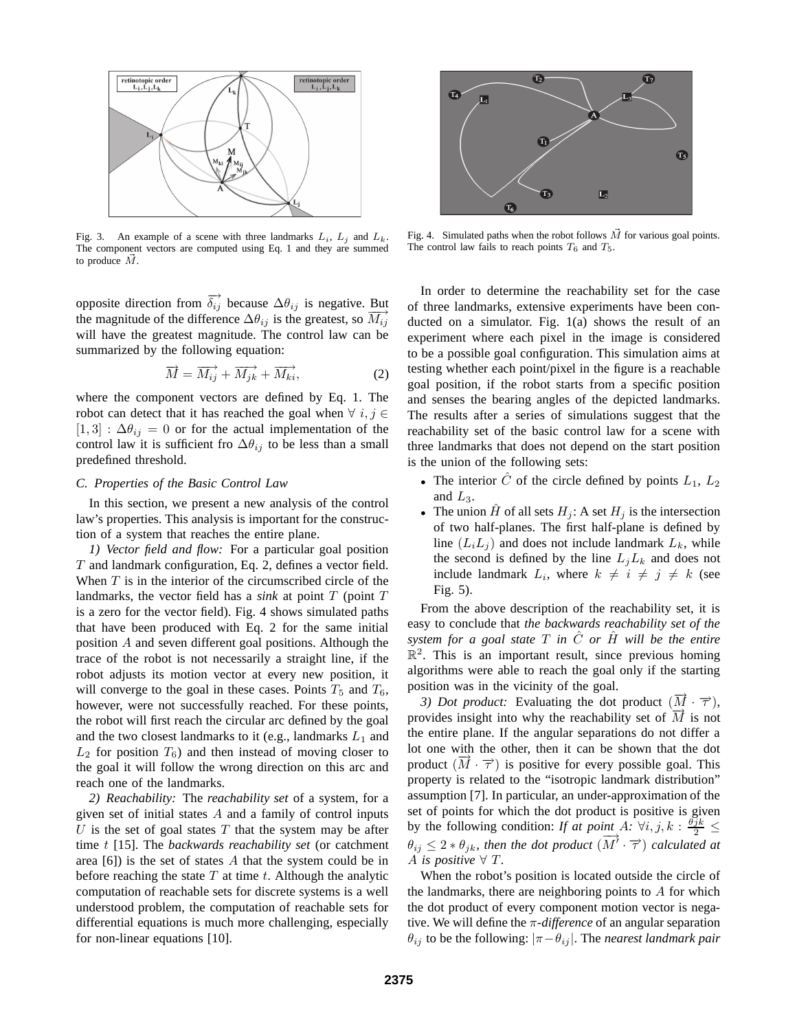Fig. 3. An example of a scene with three landmarks $L_i$, $L_j$ and $L_k$. The component vectors are computed using Eq. 1 and they are summed to produce $\vec{M}$.

Fig. 4. Simulated paths when the robot follows $\vec{M}$ for various goal points. The control law fails to reach points $T_6$ and $T_5$.

opposite direction from $\overrightarrow{\delta_{ij}}$ because $\Delta\theta_{ij}$ is negative. But the magnitude of the difference $\Delta\theta_{ij}$ is the greatest, so $\overrightarrow{M_{ij}}$ will have the greatest magnitude. The control law can be summarized by the following equation:

$$\overrightarrow{M} = \overrightarrow{M_{ij}} + \overrightarrow{M_{jk}} + \overrightarrow{M_{ki}}, \tag{2}$$

where the component vectors are defined by Eq. 1. The robot can detect that it has reached the goal when $\forall\ i, j \in [1, 3] : \Delta\theta_{ij} = 0$ or for the actual implementation of the control law it is sufficient fro $\Delta\theta_{ij}$ to be less than a small predefined threshold.

### C. Properties of the Basic Control Law

In this section, we present a new analysis of the control law's properties. This analysis is important for the construction of a system that reaches the entire plane.

*1) Vector field and flow:* For a particular goal position $T$ and landmark configuration, Eq. 2, defines a vector field. When $T$ is in the interior of the circumscribed circle of the landmarks, the vector field has a *sink* at point $T$ (point $T$ is a zero for the vector field). Fig. 4 shows simulated paths that have been produced with Eq. 2 for the same initial position $A$ and seven different goal positions. Although the trace of the robot is not necessarily a straight line, if the robot adjusts its motion vector at every new position, it will converge to the goal in these cases. Points $T_5$ and $T_6$, however, were not successfully reached. For these points, the robot will first reach the circular arc defined by the goal and the two closest landmarks to it (e.g., landmarks $L_1$ and $L_2$ for position $T_6$) and then instead of moving closer to the goal it will follow the wrong direction on this arc and reach one of the landmarks.

*2) Reachability:* The *reachability set* of a system, for a given set of initial states $A$ and a family of control inputs $U$ is the set of goal states $T$ that the system may be after time $t$ [15]. The *backwards reachability set* (or catchment area [6]) is the set of states $A$ that the system could be in before reaching the state $T$ at time $t$. Although the analytic computation of reachable sets for discrete systems is a well understood problem, the computation of reachable sets for differential equations is much more challenging, especially for non-linear equations [10].

In order to determine the reachability set for the case of three landmarks, extensive experiments have been conducted on a simulator. Fig. 1(a) shows the result of an experiment where each pixel in the image is considered to be a possible goal configuration. This simulation aims at testing whether each point/pixel in the figure is a reachable goal position, if the robot starts from a specific position and senses the bearing angles of the depicted landmarks. The results after a series of simulations suggest that the reachability set of the basic control law for a scene with three landmarks that does not depend on the start position is the union of the following sets:

- The interior $\hat{C}$ of the circle defined by points $L_1$, $L_2$ and $L_3$.
- The union $\hat{H}$ of all sets $H_j$: A set $H_j$ is the intersection of two half-planes. The first half-plane is defined by line $(L_iL_j)$ and does not include landmark $L_k$, while the second is defined by the line $L_jL_k$ and does not include landmark $L_i$, where $k \neq i \neq j \neq k$ (see Fig. 5).

From the above description of the reachability set, it is easy to conclude that *the backwards reachability set of the system for a goal state $T$ in $\hat{C}$ or $\hat{H}$ will be the entire* $\mathbb{R}^2$. This is an important result, since previous homing algorithms were able to reach the goal only if the starting position was in the vicinity of the goal.

*3) Dot product:* Evaluating the dot product $(\overrightarrow{M} \cdot \overrightarrow{\tau})$, provides insight into why the reachability set of $\overrightarrow{M}$ is not the entire plane. If the angular separations do not differ a lot one with the other, then it can be shown that the dot product $(\overrightarrow{M} \cdot \overrightarrow{\tau})$ is positive for every possible goal. This property is related to the "isotropic landmark distribution" assumption [7]. In particular, an under-approximation of the set of points for which the dot product is positive is given by the following condition: *If at point $A$: $\forall i, j, k : \frac{\theta_{jk}}{2} \leq \theta_{ij} \leq 2 * \theta_{jk}$, then the dot product $(\overrightarrow{M'} \cdot \overrightarrow{\tau})$ calculated at $A$ is positive $\forall\ T$.*

When the robot's position is located outside the circle of the landmarks, there are neighboring points to $A$ for which the dot product of every component motion vector is negative. We will define the *$\pi$-difference* of an angular separation $\theta_{ij}$ to be the following: $|\pi - \theta_{ij}|$. The *nearest landmark pair*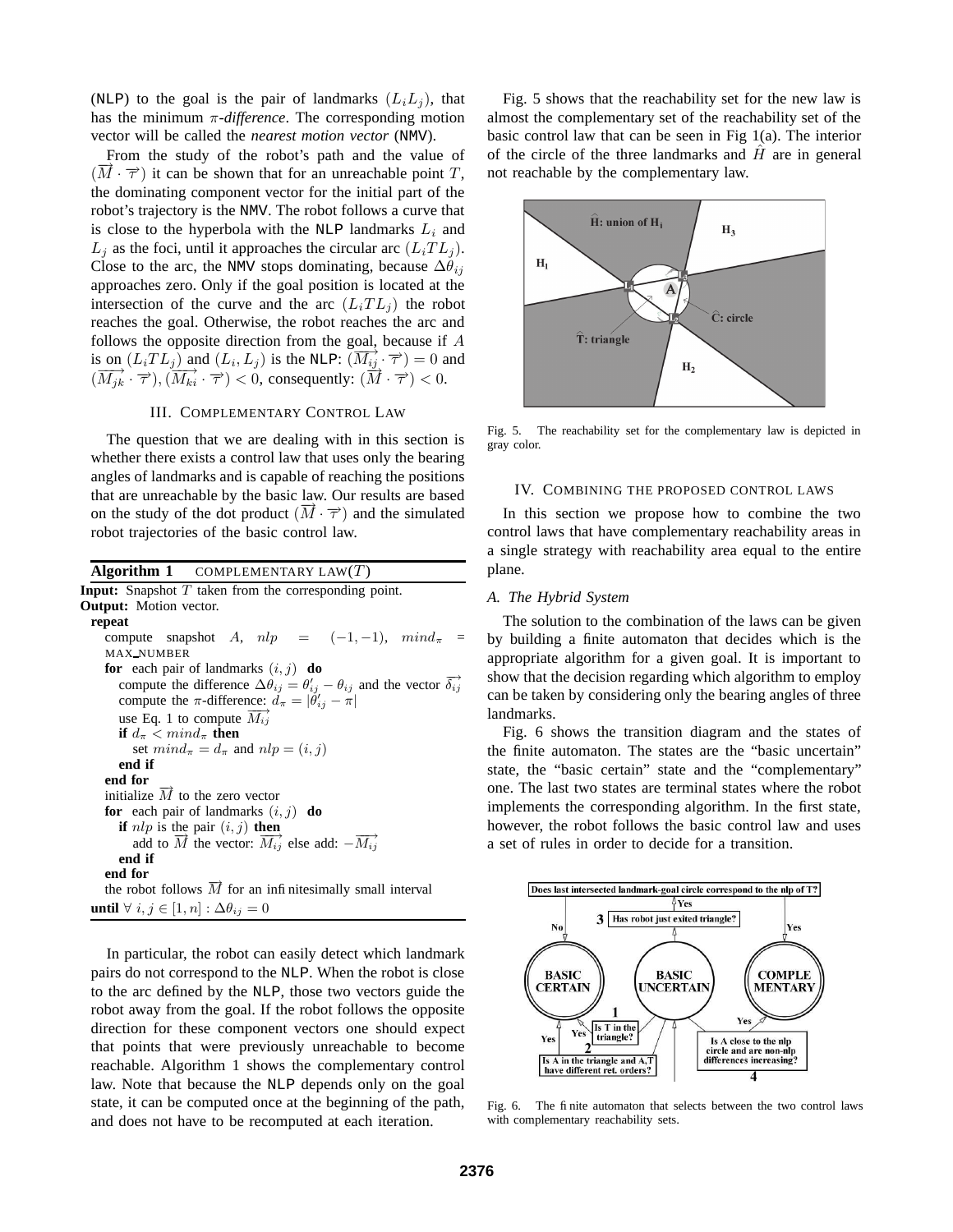(NLP) to the goal is the pair of landmarks $(L_iL_j)$, that has the minimum $\pi$-*difference*. The corresponding motion vector will be called the *nearest motion vector* (NMV).

From the study of the robot's path and the value of $(\overrightarrow{M} \cdot \overrightarrow{\tau})$ it can be shown that for an unreachable point $T$, the dominating component vector for the initial part of the robot's trajectory is the NMV. The robot follows a curve that is close to the hyperbola with the NLP landmarks $L_i$ and $L_j$ as the foci, until it approaches the circular arc $(L_iTL_j)$. Close to the arc, the NMV stops dominating, because $\Delta\theta_{ij}$ approaches zero. Only if the goal position is located at the intersection of the curve and the arc $(L_iTL_j)$ the robot reaches the goal. Otherwise, the robot reaches the arc and follows the opposite direction from the goal, because if $A$ is on $(L_iTL_j)$ and $(L_i, L_j)$ is the NLP: $(\overrightarrow{M_{ij}} \cdot \overrightarrow{\tau}) = 0$ and $(\overrightarrow{M_{jk}} \cdot \overrightarrow{\tau}), (\overrightarrow{M_{ki}} \cdot \overrightarrow{\tau}) < 0$, consequently: $(\overrightarrow{M} \cdot \overrightarrow{\tau}) < 0$.

## III. Complementary Control Law

The question that we are dealing with in this section is whether there exists a control law that uses only the bearing angles of landmarks and is capable of reaching the positions that are unreachable by the basic law. Our results are based on the study of the dot product $(\overrightarrow{M} \cdot \overrightarrow{\tau})$ and the simulated robot trajectories of the basic control law.

**Algorithm 1** COMPLEMENTARY LAW($T$)

**Input:** Snapshot $T$ taken from the corresponding point.
**Output:** Motion vector.

```
repeat
  compute snapshot A, nlp = (-1,-1), mind_π = MAX_NUMBER
  for each pair of landmarks (i,j) do
    compute the difference Δθ_ij = θ'_ij − θ_ij and the vector δ_ij
    compute the π-difference: d_π = |θ'_ij − π|
    use Eq. 1 to compute M_ij
    if d_π < mind_π then
      set mind_π = d_π and nlp = (i,j)
    end if
  end for
  initialize M to the zero vector
  for each pair of landmarks (i,j) do
    if nlp is the pair (i,j) then
      add to M the vector: M_ij else add: −M_ij
    end if
  end for
  the robot follows M for an infinitesimally small interval
until ∀ i,j ∈ [1,n] : Δθ_ij = 0
```

In particular, the robot can easily detect which landmark pairs do not correspond to the NLP. When the robot is close to the arc defined by the NLP, those two vectors guide the robot away from the goal. If the robot follows the opposite direction for these component vectors one should expect that points that were previously unreachable to become reachable. Algorithm 1 shows the complementary control law. Note that because the NLP depends only on the goal state, it can be computed once at the beginning of the path, and does not have to be recomputed at each iteration.

Fig. 5 shows that the reachability set for the new law is almost the complementary set of the reachability set of the basic control law that can be seen in Fig 1(a). The interior of the circle of the three landmarks and $\hat{H}$ are in general not reachable by the complementary law.

Fig. 5. The reachability set for the complementary law is depicted in gray color.

## IV. Combining the Proposed Control Laws

In this section we propose how to combine the two control laws that have complementary reachability areas in a single strategy with reachability area equal to the entire plane.

### A. The Hybrid System

The solution to the combination of the laws can be given by building a finite automaton that decides which is the appropriate algorithm for a given goal. It is important to show that the decision regarding which algorithm to employ can be taken by considering only the bearing angles of three landmarks.

Fig. 6 shows the transition diagram and the states of the finite automaton. The states are the "basic uncertain" state, the "basic certain" state and the "complementary" one. The last two states are terminal states where the robot implements the corresponding algorithm. In the first state, however, the robot follows the basic control law and uses a set of rules in order to decide for a transition.

Fig. 6. The finite automaton that selects between the two control laws with complementary reachability sets.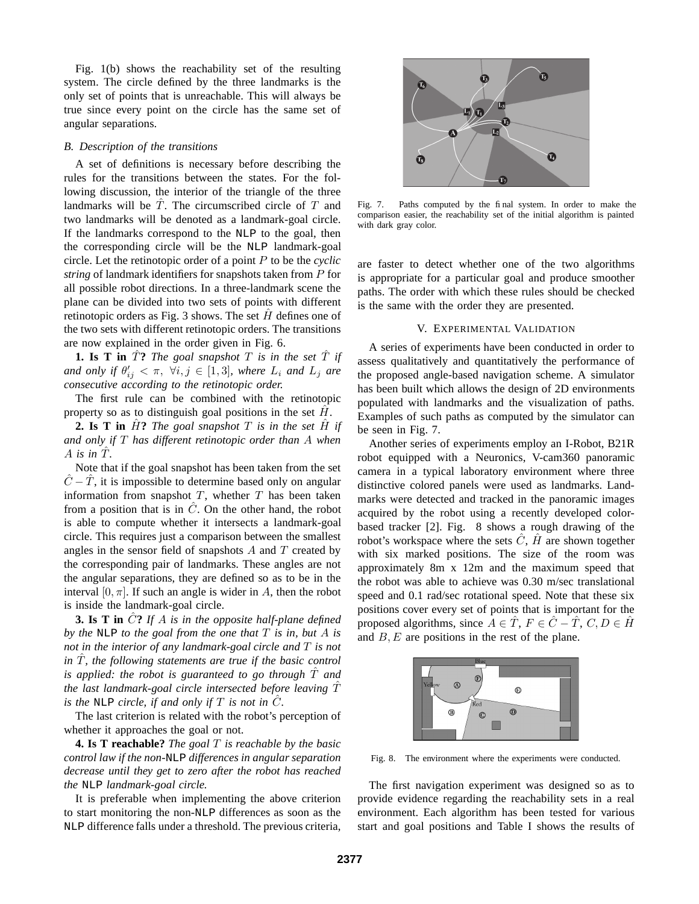Fig. 1(b) shows the reachability set of the resulting system. The circle defined by the three landmarks is the only set of points that is unreachable. This will always be true since every point on the circle has the same set of angular separations.

### B. Description of the transitions

A set of definitions is necessary before describing the rules for the transitions between the states. For the following discussion, the interior of the triangle of the three landmarks will be $\hat{T}$. The circumscribed circle of $T$ and two landmarks will be denoted as a landmark-goal circle. If the landmarks correspond to the NLP to the goal, then the corresponding circle will be the NLP landmark-goal circle. Let the retinotopic order of a point $P$ to be the *cyclic string* of landmark identifiers for snapshots taken from $P$ for all possible robot directions. In a three-landmark scene the plane can be divided into two sets of points with different retinotopic orders as Fig. 3 shows. The set $\hat{H}$ defines one of the two sets with different retinotopic orders. The transitions are now explained in the order given in Fig. 6.

**1. Is T in $\hat{T}$?** *The goal snapshot $T$ is in the set $\hat{T}$ if and only if $\theta'_{ij} < \pi,\ \forall i,j \in [1,3]$, where $L_i$ and $L_j$ are consecutive according to the retinotopic order.*

The first rule can be combined with the retinotopic property so as to distinguish goal positions in the set $\hat{H}$.

**2. Is T in $\hat{H}$?** *The goal snapshot $T$ is in the set $\hat{H}$ if and only if $T$ has different retinotopic order than $A$ when $A$ is in $\hat{T}$.*

Note that if the goal snapshot has been taken from the set $\hat{C} - \hat{T}$, it is impossible to determine based only on angular information from snapshot $T$, whether $T$ has been taken from a position that is in $\hat{C}$. On the other hand, the robot is able to compute whether it intersects a landmark-goal circle. This requires just a comparison between the smallest angles in the sensor field of snapshots $A$ and $T$ created by the corresponding pair of landmarks. These angles are not the angular separations, they are defined so as to be in the interval $[0, \pi]$. If such an angle is wider in $A$, then the robot is inside the landmark-goal circle.

**3. Is T in $\hat{C}$?** *If $A$ is in the opposite half-plane defined by the NLP to the goal from the one that $T$ is in, but $A$ is not in the interior of any landmark-goal circle and $T$ is not in $\hat{T}$, the following statements are true if the basic control is applied: the robot is guaranteed to go through $\hat{T}$ and the last landmark-goal circle intersected before leaving $\hat{T}$ is the NLP circle, if and only if $T$ is not in $\hat{C}$.*

The last criterion is related with the robot's perception of whether it approaches the goal or not.

**4. Is T reachable?** *The goal $T$ is reachable by the basic control law if the non-NLP differences in angular separation decrease until they get to zero after the robot has reached the NLP landmark-goal circle.*

It is preferable when implementing the above criterion to start monitoring the non-NLP differences as soon as the NLP difference falls under a threshold. The previous criteria, are faster to detect whether one of the two algorithms is appropriate for a particular goal and produce smoother paths. The order with which these rules should be checked is the same with the order they are presented.

Fig. 7. Paths computed by the final system. In order to make the comparison easier, the reachability set of the initial algorithm is painted with dark gray color.

## V. Experimental Validation

A series of experiments have been conducted in order to assess qualitatively and quantitatively the performance of the proposed angle-based navigation scheme. A simulator has been built which allows the design of 2D environments populated with landmarks and the visualization of paths. Examples of such paths as computed by the simulator can be seen in Fig. 7.

Another series of experiments employ an I-Robot, B21R robot equipped with a Neuronics, V-cam360 panoramic camera in a typical laboratory environment where three distinctive colored panels were used as landmarks. Landmarks were detected and tracked in the panoramic images acquired by the robot using a recently developed color-based tracker [2]. Fig. 8 shows a rough drawing of the robot's workspace where the sets $\hat{C}$, $\hat{H}$ are shown together with six marked positions. The size of the room was approximately 8m x 12m and the maximum speed that the robot was able to achieve was 0.30 m/sec translational speed and 0.1 rad/sec rotational speed. Note that these six positions cover every set of points that is important for the proposed algorithms, since $A \in \hat{T}$, $F \in \hat{C} - \hat{T}$, $C, D \in \hat{H}$ and $B, E$ are positions in the rest of the plane.

Fig. 8. The environment where the experiments were conducted.

The first navigation experiment was designed so as to provide evidence regarding the reachability sets in a real environment. Each algorithm has been tested for various start and goal positions and Table I shows the results of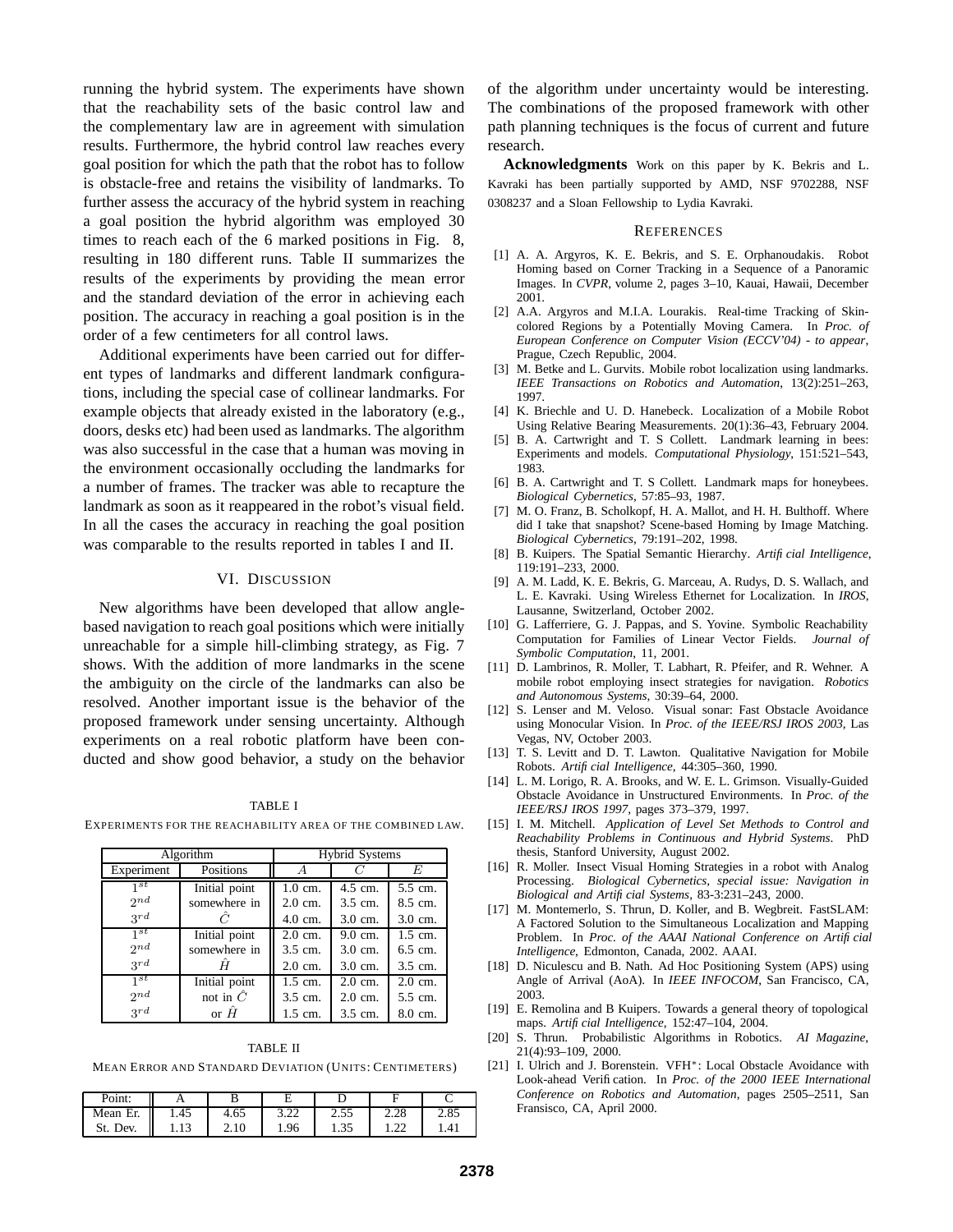running the hybrid system. The experiments have shown that the reachability sets of the basic control law and the complementary law are in agreement with simulation results. Furthermore, the hybrid control law reaches every goal position for which the path that the robot has to follow is obstacle-free and retains the visibility of landmarks. To further assess the accuracy of the hybrid system in reaching a goal position the hybrid algorithm was employed 30 times to reach each of the 6 marked positions in Fig. 8, resulting in 180 different runs. Table II summarizes the results of the experiments by providing the mean error and the standard deviation of the error in achieving each position. The accuracy in reaching a goal position is in the order of a few centimeters for all control laws.

Additional experiments have been carried out for different types of landmarks and different landmark configurations, including the special case of collinear landmarks. For example objects that already existed in the laboratory (e.g., doors, desks etc) had been used as landmarks. The algorithm was also successful in the case that a human was moving in the environment occasionally occluding the landmarks for a number of frames. The tracker was able to recapture the landmark as soon as it reappeared in the robot's visual field. In all the cases the accuracy in reaching the goal position was comparable to the results reported in tables I and II.

## VI. DISCUSSION

New algorithms have been developed that allow angle-based navigation to reach goal positions which were initially unreachable for a simple hill-climbing strategy, as Fig. 7 shows. With the addition of more landmarks in the scene the ambiguity on the circle of the landmarks can also be resolved. Another important issue is the behavior of the proposed framework under sensing uncertainty. Although experiments on a real robotic platform have been conducted and show good behavior, a study on the behavior of the algorithm under uncertainty would be interesting. The combinations of the proposed framework with other path planning techniques is the focus of current and future research.

TABLE I
EXPERIMENTS FOR THE REACHABILITY AREA OF THE COMBINED LAW.

| Algorithm | | Hybrid Systems | | |
|---|---|---|---|---|
| Experiment | Positions | $A$ | $C$ | $E$ |
| $1^{st}$ | Initial point | 1.0 cm. | 4.5 cm. | 5.5 cm. |
| $2^{nd}$ | somewhere in | 2.0 cm. | 3.5 cm. | 8.5 cm. |
| $3^{rd}$ | $\hat{C}$ | 4.0 cm. | 3.0 cm. | 3.0 cm. |
| $1^{st}$ | Initial point | 2.0 cm. | 9.0 cm. | 1.5 cm. |
| $2^{nd}$ | somewhere in | 3.5 cm. | 3.0 cm. | 6.5 cm. |
| $3^{rd}$ | $\hat{H}$ | 2.0 cm. | 3.0 cm. | 3.5 cm. |
| $1^{st}$ | Initial point | 1.5 cm. | 2.0 cm. | 2.0 cm. |
| $2^{nd}$ | not in $\hat{C}$ | 3.5 cm. | 2.0 cm. | 5.5 cm. |
| $3^{rd}$ | or $\hat{H}$ | 1.5 cm. | 3.5 cm. | 8.0 cm. |

TABLE II
MEAN ERROR AND STANDARD DEVIATION (UNITS: CENTIMETERS)

| Point: | A | B | E | D | F | C |
|---|---|---|---|---|---|---|
| Mean Er. | 1.45 | 4.65 | 3.22 | 2.55 | 2.28 | 2.85 |
| St. Dev. | 1.13 | 2.10 | 1.96 | 1.35 | 1.22 | 1.41 |

**Acknowledgments** Work on this paper by K. Bekris and L. Kavraki has been partially supported by AMD, NSF 9702288, NSF 0308237 and a Sloan Fellowship to Lydia Kavraki.

## REFERENCES

[1] A. A. Argyros, K. E. Bekris, and S. E. Orphanoudakis. Robot Homing based on Corner Tracking in a Sequence of a Panoramic Images. In *CVPR*, volume 2, pages 3–10, Kauai, Hawaii, December 2001.

[2] A.A. Argyros and M.I.A. Lourakis. Real-time Tracking of Skin-colored Regions by a Potentially Moving Camera. In *Proc. of European Conference on Computer Vision (ECCV'04) - to appear*, Prague, Czech Republic, 2004.

[3] M. Betke and L. Gurvits. Mobile robot localization using landmarks. *IEEE Transactions on Robotics and Automation*, 13(2):251–263, 1997.

[4] K. Briechle and U. D. Hanebeck. Localization of a Mobile Robot Using Relative Bearing Measurements. 20(1):36–43, February 2004.

[5] B. A. Cartwright and T. S Collett. Landmark learning in bees: Experiments and models. *Computational Physiology*, 151:521–543, 1983.

[6] B. A. Cartwright and T. S Collett. Landmark maps for honeybees. *Biological Cybernetics*, 57:85–93, 1987.

[7] M. O. Franz, B. Scholkopf, H. A. Mallot, and H. H. Bulthoff. Where did I take that snapshot? Scene-based Homing by Image Matching. *Biological Cybernetics*, 79:191–202, 1998.

[8] B. Kuipers. The Spatial Semantic Hierarchy. *Artificial Intelligence*, 119:191–233, 2000.

[9] A. M. Ladd, K. E. Bekris, G. Marceau, A. Rudys, D. S. Wallach, and L. E. Kavraki. Using Wireless Ethernet for Localization. In *IROS*, Lausanne, Switzerland, October 2002.

[10] G. Lafferriere, G. J. Pappas, and S. Yovine. Symbolic Reachability Computation for Families of Linear Vector Fields. *Journal of Symbolic Computation*, 11, 2001.

[11] D. Lambrinos, R. Moller, T. Labhart, R. Pfeifer, and R. Wehner. A mobile robot employing insect strategies for navigation. *Robotics and Autonomous Systems*, 30:39–64, 2000.

[12] S. Lenser and M. Veloso. Visual sonar: Fast Obstacle Avoidance using Monocular Vision. In *Proc. of the IEEE/RSJ IROS 2003*, Las Vegas, NV, October 2003.

[13] T. S. Levitt and D. T. Lawton. Qualitative Navigation for Mobile Robots. *Artificial Intelligence*, 44:305–360, 1990.

[14] L. M. Lorigo, R. A. Brooks, and W. E. L. Grimson. Visually-Guided Obstacle Avoidance in Unstructured Environments. In *Proc. of the IEEE/RSJ IROS 1997*, pages 373–379, 1997.

[15] I. M. Mitchell. *Application of Level Set Methods to Control and Reachability Problems in Continuous and Hybrid Systems*. PhD thesis, Stanford University, August 2002.

[16] R. Moller. Insect Visual Homing Strategies in a robot with Analog Processing. *Biological Cybernetics, special issue: Navigation in Biological and Artificial Systems*, 83-3:231–243, 2000.

[17] M. Montemerlo, S. Thrun, D. Koller, and B. Wegbreit. FastSLAM: A Factored Solution to the Simultaneous Localization and Mapping Problem. In *Proc. of the AAAI National Conference on Artificial Intelligence*, Edmonton, Canada, 2002. AAAI.

[18] D. Niculescu and B. Nath. Ad Hoc Positioning System (APS) using Angle of Arrival (AoA). In *IEEE INFOCOM*, San Francisco, CA, 2003.

[19] E. Remolina and B Kuipers. Towards a general theory of topological maps. *Artificial Intelligence*, 152:47–104, 2004.

[20] S. Thrun. Probabilistic Algorithms in Robotics. *AI Magazine*, 21(4):93–109, 2000.

[21] I. Ulrich and J. Borenstein. VFH$^*$: Local Obstacle Avoidance with Look-ahead Verification. In *Proc. of the 2000 IEEE International Conference on Robotics and Automation*, pages 2505–2511, San Fransisco, CA, April 2000.